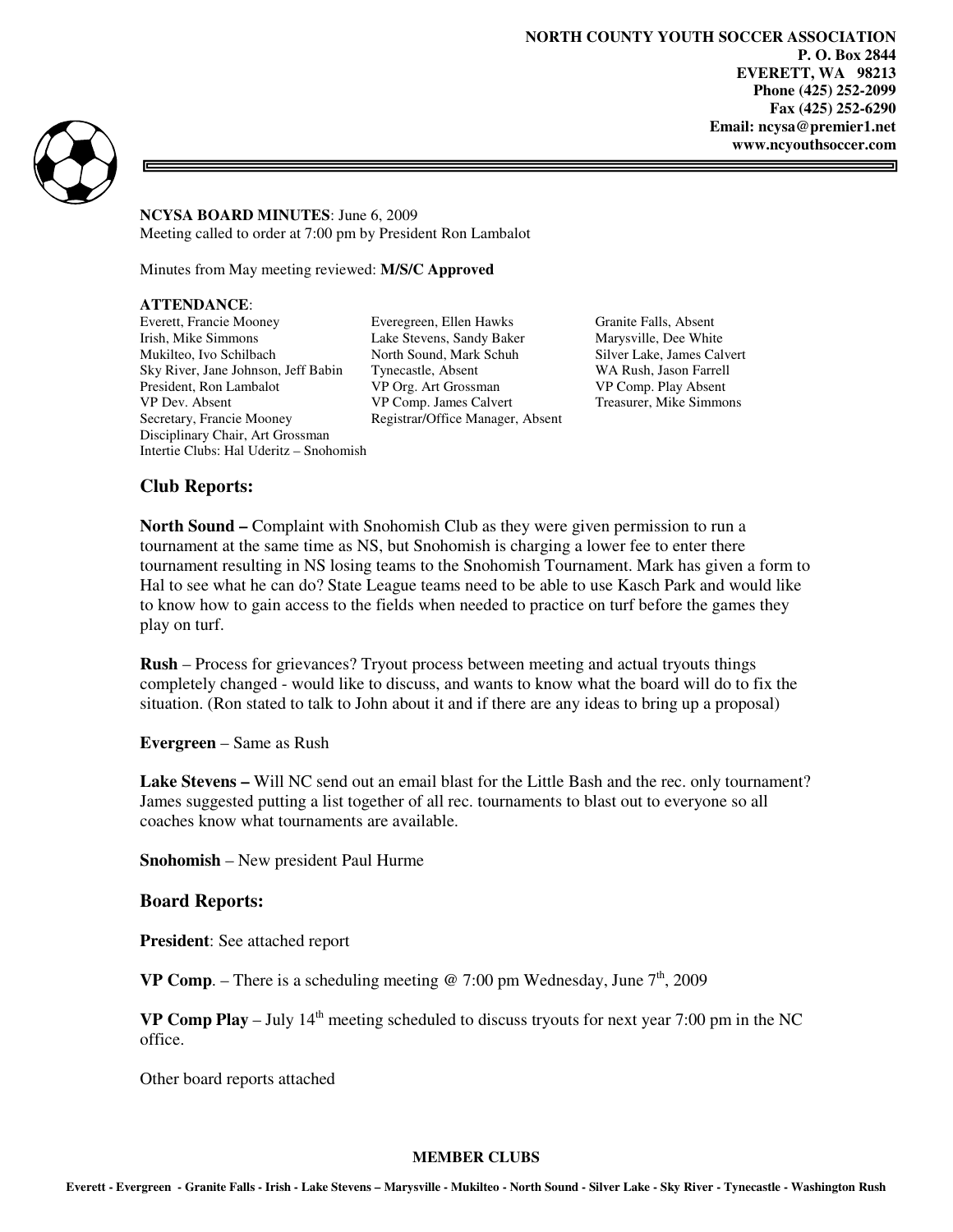**NORTH COUNTY YOUTH SOCCER ASSOCIATION**
**P. O. Box 2844**
**EVERETT, WA 98213**
**Phone (425) 252-2099**
**Fax (425) 252-6290**
**Email: ncysa@premier1.net**
**www.ncyouthsoccer.com**

**NCYSA BOARD MINUTES**: June 6, 2009
Meeting called to order at 7:00 pm by President Ron Lambalot

Minutes from May meeting reviewed: **M/S/C Approved**

**ATTENDANCE**:

| | | |
|---|---|---|
| Everett, Francie Mooney | Everegreen, Ellen Hawks | Granite Falls, Absent |
| Irish, Mike Simmons | Lake Stevens, Sandy Baker | Marysville, Dee White |
| Mukilteo, Ivo Schilbach | North Sound, Mark Schuh | Silver Lake, James Calvert |
| Sky River, Jane Johnson, Jeff Babin | Tynecastle, Absent | WA Rush, Jason Farrell |
| President, Ron Lambalot | VP Org. Art Grossman | VP Comp. Play Absent |
| VP Dev. Absent | VP Comp. James Calvert | Treasurer, Mike Simmons |
| Secretary, Francie Mooney | Registrar/Office Manager, Absent | |
| Disciplinary Chair, Art Grossman | | |
| Intertie Clubs: Hal Uderitz – Snohomish | | |

## Club Reports:

**North Sound –** Complaint with Snohomish Club as they were given permission to run a tournament at the same time as NS, but Snohomish is charging a lower fee to enter there tournament resulting in NS losing teams to the Snohomish Tournament. Mark has given a form to Hal to see what he can do? State League teams need to be able to use Kasch Park and would like to know how to gain access to the fields when needed to practice on turf before the games they play on turf.

**Rush** – Process for grievances? Tryout process between meeting and actual tryouts things completely changed - would like to discuss, and wants to know what the board will do to fix the situation. (Ron stated to talk to John about it and if there are any ideas to bring up a proposal)

**Evergreen** – Same as Rush

**Lake Stevens –** Will NC send out an email blast for the Little Bash and the rec. only tournament? James suggested putting a list together of all rec. tournaments to blast out to everyone so all coaches know what tournaments are available.

**Snohomish** – New president Paul Hurme

## Board Reports:

**President**: See attached report

**VP Comp**. – There is a scheduling meeting @ 7:00 pm Wednesday, June 7th, 2009

**VP Comp Play** – July 14th meeting scheduled to discuss tryouts for next year 7:00 pm in the NC office.

Other board reports attached

**MEMBER CLUBS**

**Everett - Evergreen - Granite Falls - Irish - Lake Stevens – Marysville - Mukilteo - North Sound - Silver Lake - Sky River - Tynecastle - Washington Rush**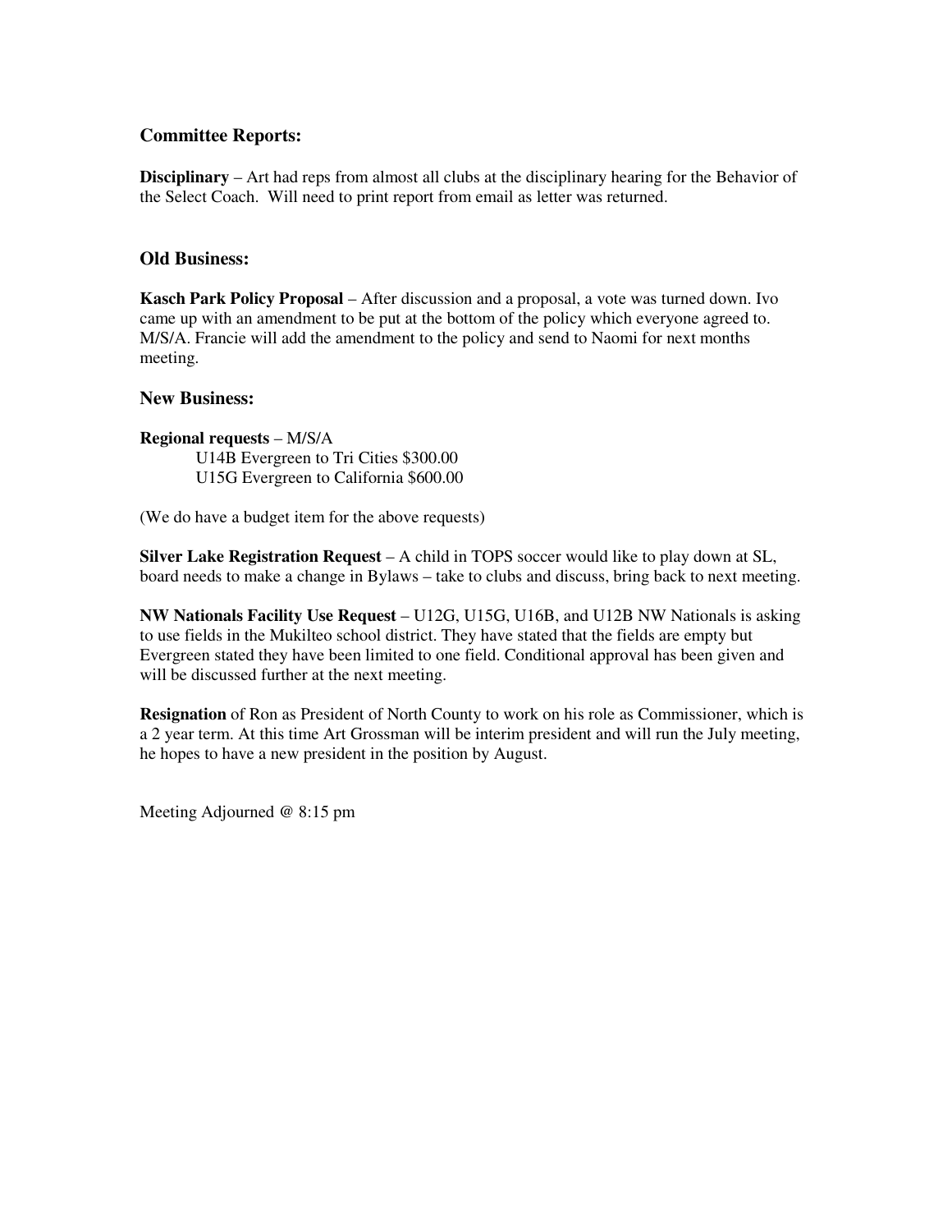## Committee Reports:

**Disciplinary** – Art had reps from almost all clubs at the disciplinary hearing for the Behavior of the Select Coach. Will need to print report from email as letter was returned.

## Old Business:

**Kasch Park Policy Proposal** – After discussion and a proposal, a vote was turned down. Ivo came up with an amendment to be put at the bottom of the policy which everyone agreed to. M/S/A. Francie will add the amendment to the policy and send to Naomi for next months meeting.

## New Business:

**Regional requests** – M/S/A

U14B Evergreen to Tri Cities $300.00
U15G Evergreen to California $600.00

(We do have a budget item for the above requests)

**Silver Lake Registration Request** – A child in TOPS soccer would like to play down at SL, board needs to make a change in Bylaws – take to clubs and discuss, bring back to next meeting.

**NW Nationals Facility Use Request** – U12G, U15G, U16B, and U12B NW Nationals is asking to use fields in the Mukilteo school district. They have stated that the fields are empty but Evergreen stated they have been limited to one field. Conditional approval has been given and will be discussed further at the next meeting.

**Resignation** of Ron as President of North County to work on his role as Commissioner, which is a 2 year term. At this time Art Grossman will be interim president and will run the July meeting, he hopes to have a new president in the position by August.

Meeting Adjourned @ 8:15 pm